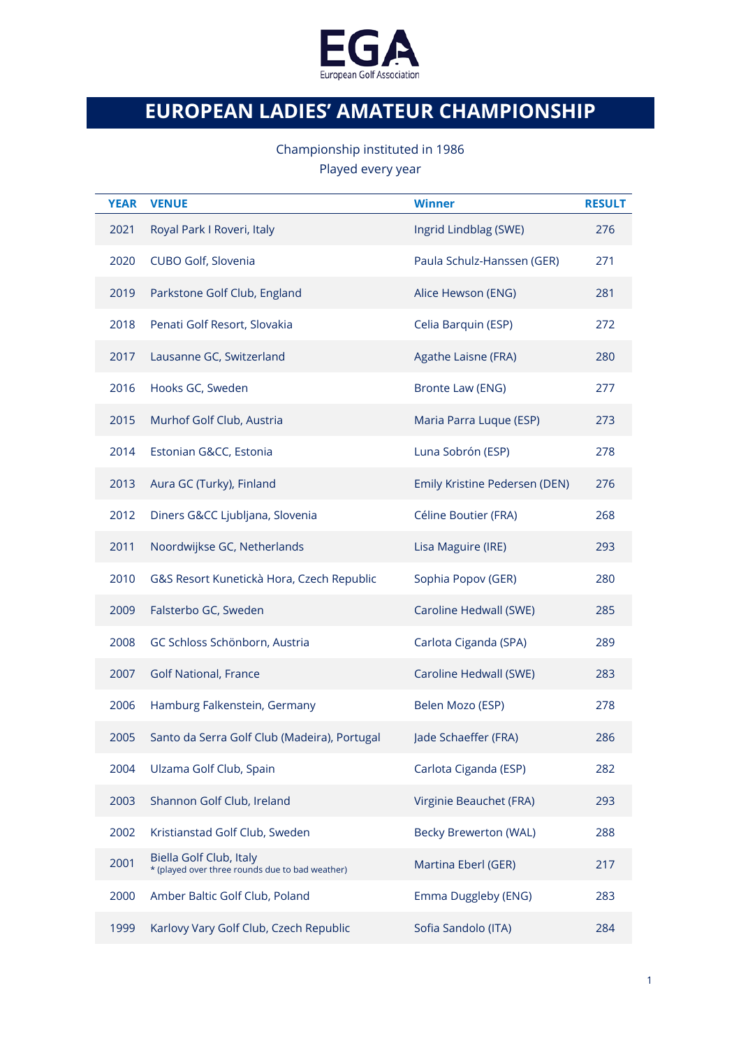EGA

European Golf Association

# EUROPEAN LADIES' AMATEUR CHAMPIONSHIP

Championship instituted in 1986

Played every year

| YEAR | VENUE | Winner | RESULT |
|---|---|---|---|
| 2021 | Royal Park I Roveri, Italy | Ingrid Lindblag (SWE) | 276 |
| 2020 | CUBO Golf, Slovenia | Paula Schulz-Hanssen (GER) | 271 |
| 2019 | Parkstone Golf Club, England | Alice Hewson (ENG) | 281 |
| 2018 | Penati Golf Resort, Slovakia | Celia Barquin (ESP) | 272 |
| 2017 | Lausanne GC, Switzerland | Agathe Laisne (FRA) | 280 |
| 2016 | Hooks GC, Sweden | Bronte Law (ENG) | 277 |
| 2015 | Murhof Golf Club, Austria | Maria Parra Luque (ESP) | 273 |
| 2014 | Estonian G&CC, Estonia | Luna Sobrón (ESP) | 278 |
| 2013 | Aura GC (Turky), Finland | Emily Kristine Pedersen (DEN) | 276 |
| 2012 | Diners G&CC Ljubljana, Slovenia | Céline Boutier (FRA) | 268 |
| 2011 | Noordwijkse GC, Netherlands | Lisa Maguire (IRE) | 293 |
| 2010 | G&S Resort Kunetickà Hora, Czech Republic | Sophia Popov (GER) | 280 |
| 2009 | Falsterbo GC, Sweden | Caroline Hedwall (SWE) | 285 |
| 2008 | GC Schloss Schönborn, Austria | Carlota Ciganda (SPA) | 289 |
| 2007 | Golf National, France | Caroline Hedwall (SWE) | 283 |
| 2006 | Hamburg Falkenstein, Germany | Belen Mozo (ESP) | 278 |
| 2005 | Santo da Serra Golf Club (Madeira), Portugal | Jade Schaeffer (FRA) | 286 |
| 2004 | Ulzama Golf Club, Spain | Carlota Ciganda (ESP) | 282 |
| 2003 | Shannon Golf Club, Ireland | Virginie Beauchet (FRA) | 293 |
| 2002 | Kristianstad Golf Club, Sweden | Becky Brewerton (WAL) | 288 |
| 2001 | Biella Golf Club, Italy<br>* (played over three rounds due to bad weather) | Martina Eberl (GER) | 217 |
| 2000 | Amber Baltic Golf Club, Poland | Emma Duggleby (ENG) | 283 |
| 1999 | Karlovy Vary Golf Club, Czech Republic | Sofia Sandolo (ITA) | 284 |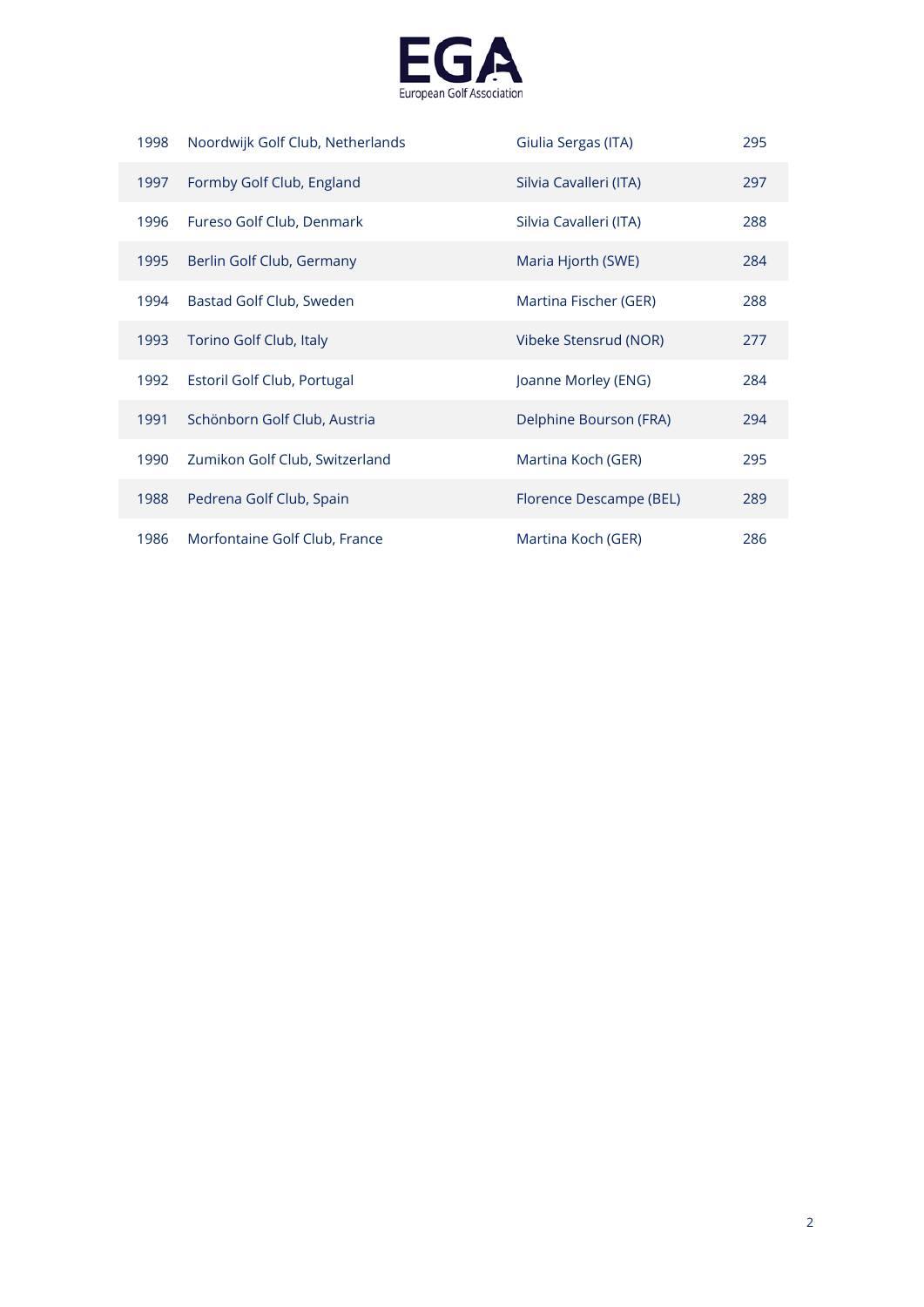| | | | |
|---|---|---|---|
| 1998 | Noordwijk Golf Club, Netherlands | Giulia Sergas (ITA) | 295 |
| 1997 | Formby Golf Club, England | Silvia Cavalleri (ITA) | 297 |
| 1996 | Fureso Golf Club, Denmark | Silvia Cavalleri (ITA) | 288 |
| 1995 | Berlin Golf Club, Germany | Maria Hjorth (SWE) | 284 |
| 1994 | Bastad Golf Club, Sweden | Martina Fischer (GER) | 288 |
| 1993 | Torino Golf Club, Italy | Vibeke Stensrud (NOR) | 277 |
| 1992 | Estoril Golf Club, Portugal | Joanne Morley (ENG) | 284 |
| 1991 | Schönborn Golf Club, Austria | Delphine Bourson (FRA) | 294 |
| 1990 | Zumikon Golf Club, Switzerland | Martina Koch (GER) | 295 |
| 1988 | Pedrena Golf Club, Spain | Florence Descampe (BEL) | 289 |
| 1986 | Morfontaine Golf Club, France | Martina Koch (GER) | 286 |